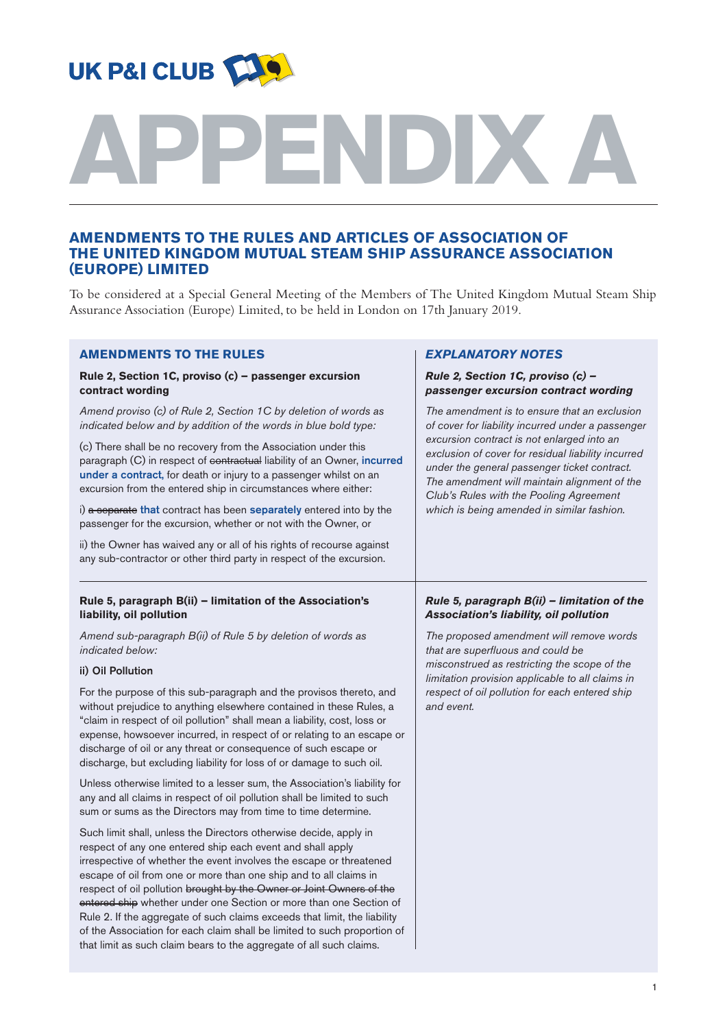UK P&I CLUB

# APPENDIX A

## AMENDMENTS TO THE RULES AND ARTICLES OF ASSOCIATION OF THE UNITED KINGDOM MUTUAL STEAM SHIP ASSURANCE ASSOCIATION (EUROPE) LIMITED

To be considered at a Special General Meeting of the Members of The United Kingdom Mutual Steam Ship Assurance Association (Europe) Limited, to be held in London on 17th January 2019.

### AMENDMENTS TO THE RULES

**Rule 2, Section 1C, proviso (c) – passenger excursion contract wording**

*Amend proviso (c) of Rule 2, Section 1C by deletion of words as indicated below and by addition of the words in blue bold type:*

(c) There shall be no recovery from the Association under this paragraph (C) in respect of ~~contractual~~ liability of an Owner, **incurred under a contract,** for death or injury to a passenger whilst on an excursion from the entered ship in circumstances where either:

i) ~~a separate~~ **that** contract has been **separately** entered into by the passenger for the excursion, whether or not with the Owner, or

ii) the Owner has waived any or all of his rights of recourse against any sub-contractor or other third party in respect of the excursion.

### *EXPLANATORY NOTES*

***Rule 2, Section 1C, proviso (c) – passenger excursion contract wording***

*The amendment is to ensure that an exclusion of cover for liability incurred under a passenger excursion contract is not enlarged into an exclusion of cover for residual liability incurred under the general passenger ticket contract. The amendment will maintain alignment of the Club's Rules with the Pooling Agreement which is being amended in similar fashion.*

---

**Rule 5, paragraph B(ii) – limitation of the Association's liability, oil pollution**

*Amend sub-paragraph B(ii) of Rule 5 by deletion of words as indicated below:*

**ii) Oil Pollution**

For the purpose of this sub-paragraph and the provisos thereto, and without prejudice to anything elsewhere contained in these Rules, a "claim in respect of oil pollution" shall mean a liability, cost, loss or expense, howsoever incurred, in respect of or relating to an escape or discharge of oil or any threat or consequence of such escape or discharge, but excluding liability for loss of or damage to such oil.

Unless otherwise limited to a lesser sum, the Association's liability for any and all claims in respect of oil pollution shall be limited to such sum or sums as the Directors may from time to time determine.

Such limit shall, unless the Directors otherwise decide, apply in respect of any one entered ship each event and shall apply irrespective of whether the event involves the escape or threatened escape of oil from one or more than one ship and to all claims in respect of oil pollution ~~brought by the Owner or Joint Owners of the entered ship~~ whether under one Section or more than one Section of Rule 2. If the aggregate of such claims exceeds that limit, the liability of the Association for each claim shall be limited to such proportion of that limit as such claim bears to the aggregate of all such claims.

***Rule 5, paragraph B(ii) – limitation of the Association's liability, oil pollution***

*The proposed amendment will remove words that are superfluous and could be misconstrued as restricting the scope of the limitation provision applicable to all claims in respect of oil pollution for each entered ship and event.*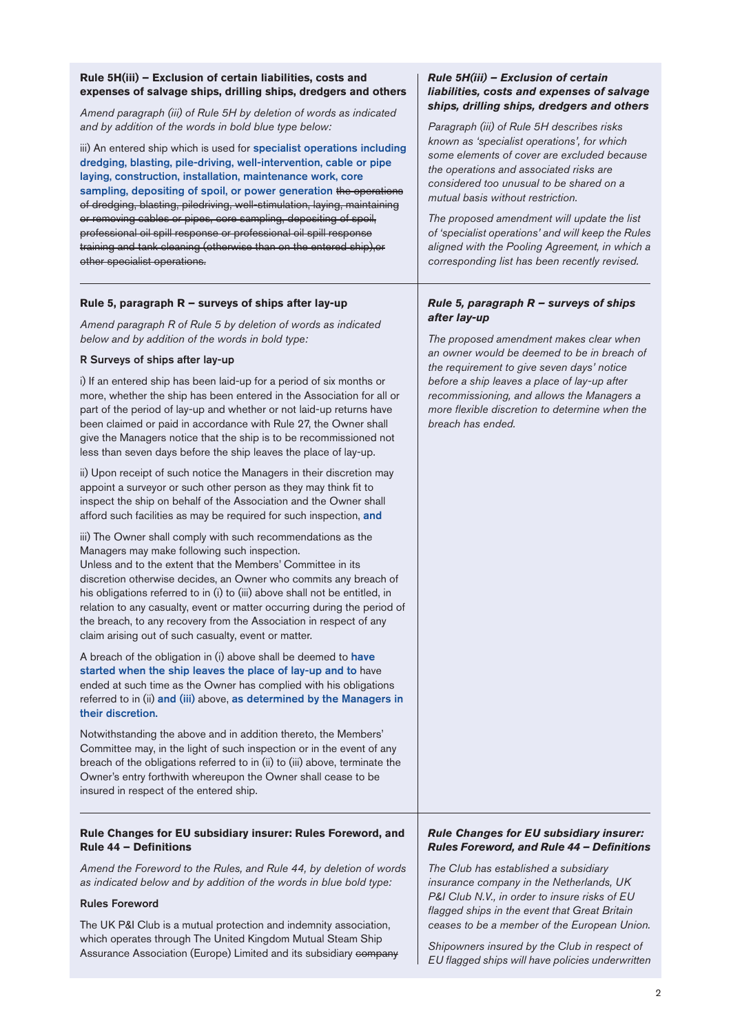**Rule 5H(iii) – Exclusion of certain liabilities, costs and expenses of salvage ships, drilling ships, dredgers and others**

*Amend paragraph (iii) of Rule 5H by deletion of words as indicated and by addition of the words in bold blue type below:*

iii) An entered ship which is used for **specialist operations including dredging, blasting, pile-driving, well-intervention, cable or pipe laying, construction, installation, maintenance work, core sampling, depositing of spoil, or power generation** ~~the operations of dredging, blasting, piledriving, well-stimulation, laying, maintaining or removing cables or pipes, core sampling, depositing of spoil, professional oil spill response or professional oil spill response training and tank cleaning (otherwise than on the entered ship),or other specialist operations.~~

***Rule 5H(iii) – Exclusion of certain liabilities, costs and expenses of salvage ships, drilling ships, dredgers and others***

*Paragraph (iii) of Rule 5H describes risks known as 'specialist operations', for which some elements of cover are excluded because the operations and associated risks are considered too unusual to be shared on a mutual basis without restriction.*

*The proposed amendment will update the list of 'specialist operations' and will keep the Rules aligned with the Pooling Agreement, in which a corresponding list has been recently revised.*

---

**Rule 5, paragraph R – surveys of ships after lay-up**

*Amend paragraph R of Rule 5 by deletion of words as indicated below and by addition of the words in bold type:*

**R Surveys of ships after lay-up**

i) If an entered ship has been laid-up for a period of six months or more, whether the ship has been entered in the Association for all or part of the period of lay-up and whether or not laid-up returns have been claimed or paid in accordance with Rule 27, the Owner shall give the Managers notice that the ship is to be recommissioned not less than seven days before the ship leaves the place of lay-up.

ii) Upon receipt of such notice the Managers in their discretion may appoint a surveyor or such other person as they may think fit to inspect the ship on behalf of the Association and the Owner shall afford such facilities as may be required for such inspection, **and**

iii) The Owner shall comply with such recommendations as the Managers may make following such inspection.
Unless and to the extent that the Members' Committee in its discretion otherwise decides, an Owner who commits any breach of his obligations referred to in (i) to (iii) above shall not be entitled, in relation to any casualty, event or matter occurring during the period of the breach, to any recovery from the Association in respect of any claim arising out of such casualty, event or matter.

A breach of the obligation in (i) above shall be deemed to **have started when the ship leaves the place of lay-up and to** have ended at such time as the Owner has complied with his obligations referred to in (ii) **and (iii)** above, **as determined by the Managers in their discretion.**

Notwithstanding the above and in addition thereto, the Members' Committee may, in the light of such inspection or in the event of any breach of the obligations referred to in (ii) to (iii) above, terminate the Owner's entry forthwith whereupon the Owner shall cease to be insured in respect of the entered ship.

***Rule 5, paragraph R – surveys of ships after lay-up***

*The proposed amendment makes clear when an owner would be deemed to be in breach of the requirement to give seven days' notice before a ship leaves a place of lay-up after recommissioning, and allows the Managers a more flexible discretion to determine when the breach has ended.*

---

**Rule Changes for EU subsidiary insurer: Rules Foreword, and Rule 44 – Definitions**

*Amend the Foreword to the Rules, and Rule 44, by deletion of words as indicated below and by addition of the words in blue bold type:*

**Rules Foreword**

The UK P&I Club is a mutual protection and indemnity association, which operates through The United Kingdom Mutual Steam Ship Assurance Association (Europe) Limited and its subsidiary ~~company~~

***Rule Changes for EU subsidiary insurer: Rules Foreword, and Rule 44 – Definitions***

*The Club has established a subsidiary insurance company in the Netherlands, UK P&I Club N.V., in order to insure risks of EU flagged ships in the event that Great Britain ceases to be a member of the European Union.*

*Shipowners insured by the Club in respect of EU flagged ships will have policies underwritten*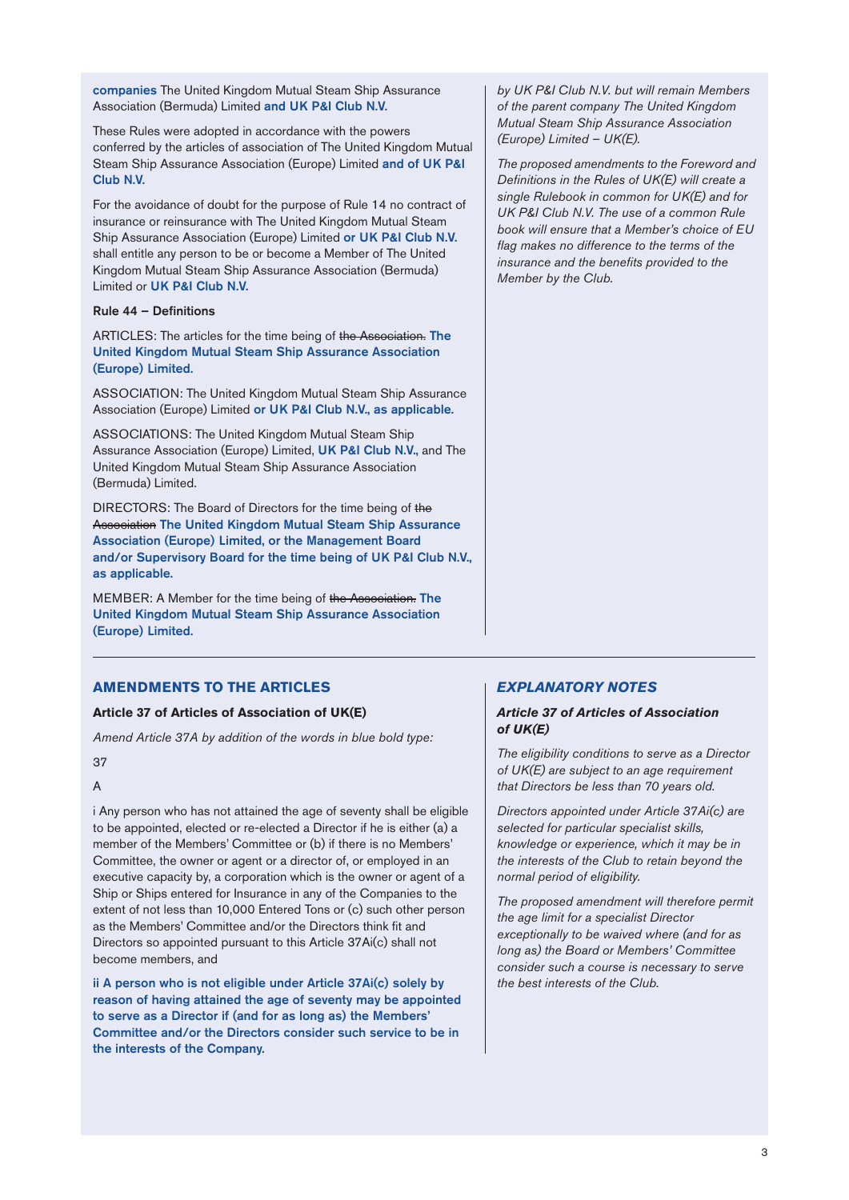**companies** The United Kingdom Mutual Steam Ship Assurance Association (Bermuda) Limited **and UK P&I Club N.V.**

These Rules were adopted in accordance with the powers conferred by the articles of association of The United Kingdom Mutual Steam Ship Assurance Association (Europe) Limited **and of UK P&I Club N.V.**

For the avoidance of doubt for the purpose of Rule 14 no contract of insurance or reinsurance with The United Kingdom Mutual Steam Ship Assurance Association (Europe) Limited **or UK P&I Club N.V.** shall entitle any person to be or become a Member of The United Kingdom Mutual Steam Ship Assurance Association (Bermuda) Limited or **UK P&I Club N.V.**

**Rule 44 – Definitions**

ARTICLES: The articles for the time being of ~~the Association.~~ **The United Kingdom Mutual Steam Ship Assurance Association (Europe) Limited.**

ASSOCIATION: The United Kingdom Mutual Steam Ship Assurance Association (Europe) Limited **or UK P&I Club N.V., as applicable.**

ASSOCIATIONS: The United Kingdom Mutual Steam Ship Assurance Association (Europe) Limited, **UK P&I Club N.V.,** and The United Kingdom Mutual Steam Ship Assurance Association (Bermuda) Limited.

DIRECTORS: The Board of Directors for the time being of ~~the Association~~ **The United Kingdom Mutual Steam Ship Assurance Association (Europe) Limited, or the Management Board and/or Supervisory Board for the time being of UK P&I Club N.V., as applicable.**

MEMBER: A Member for the time being of ~~the Association.~~ **The United Kingdom Mutual Steam Ship Assurance Association (Europe) Limited.**

*by UK P&I Club N.V. but will remain Members of the parent company The United Kingdom Mutual Steam Ship Assurance Association (Europe) Limited – UK(E).*

*The proposed amendments to the Foreword and Definitions in the Rules of UK(E) will create a single Rulebook in common for UK(E) and for UK P&I Club N.V. The use of a common Rule book will ensure that a Member's choice of EU flag makes no difference to the terms of the insurance and the benefits provided to the Member by the Club.*

## AMENDMENTS TO THE ARTICLES

**Article 37 of Articles of Association of UK(E)**

*Amend Article 37A by addition of the words in blue bold type:*

37

A

i Any person who has not attained the age of seventy shall be eligible to be appointed, elected or re-elected a Director if he is either (a) a member of the Members' Committee or (b) if there is no Members' Committee, the owner or agent or a director of, or employed in an executive capacity by, a corporation which is the owner or agent of a Ship or Ships entered for Insurance in any of the Companies to the extent of not less than 10,000 Entered Tons or (c) such other person as the Members' Committee and/or the Directors think fit and Directors so appointed pursuant to this Article 37Ai(c) shall not become members, and

**ii A person who is not eligible under Article 37Ai(c) solely by reason of having attained the age of seventy may be appointed to serve as a Director if (and for as long as) the Members' Committee and/or the Directors consider such service to be in the interests of the Company.**

## *EXPLANATORY NOTES*

***Article 37 of Articles of Association of UK(E)***

*The eligibility conditions to serve as a Director of UK(E) are subject to an age requirement that Directors be less than 70 years old.*

*Directors appointed under Article 37Ai(c) are selected for particular specialist skills, knowledge or experience, which it may be in the interests of the Club to retain beyond the normal period of eligibility.*

*The proposed amendment will therefore permit the age limit for a specialist Director exceptionally to be waived where (and for as long as) the Board or Members' Committee consider such a course is necessary to serve the best interests of the Club.*